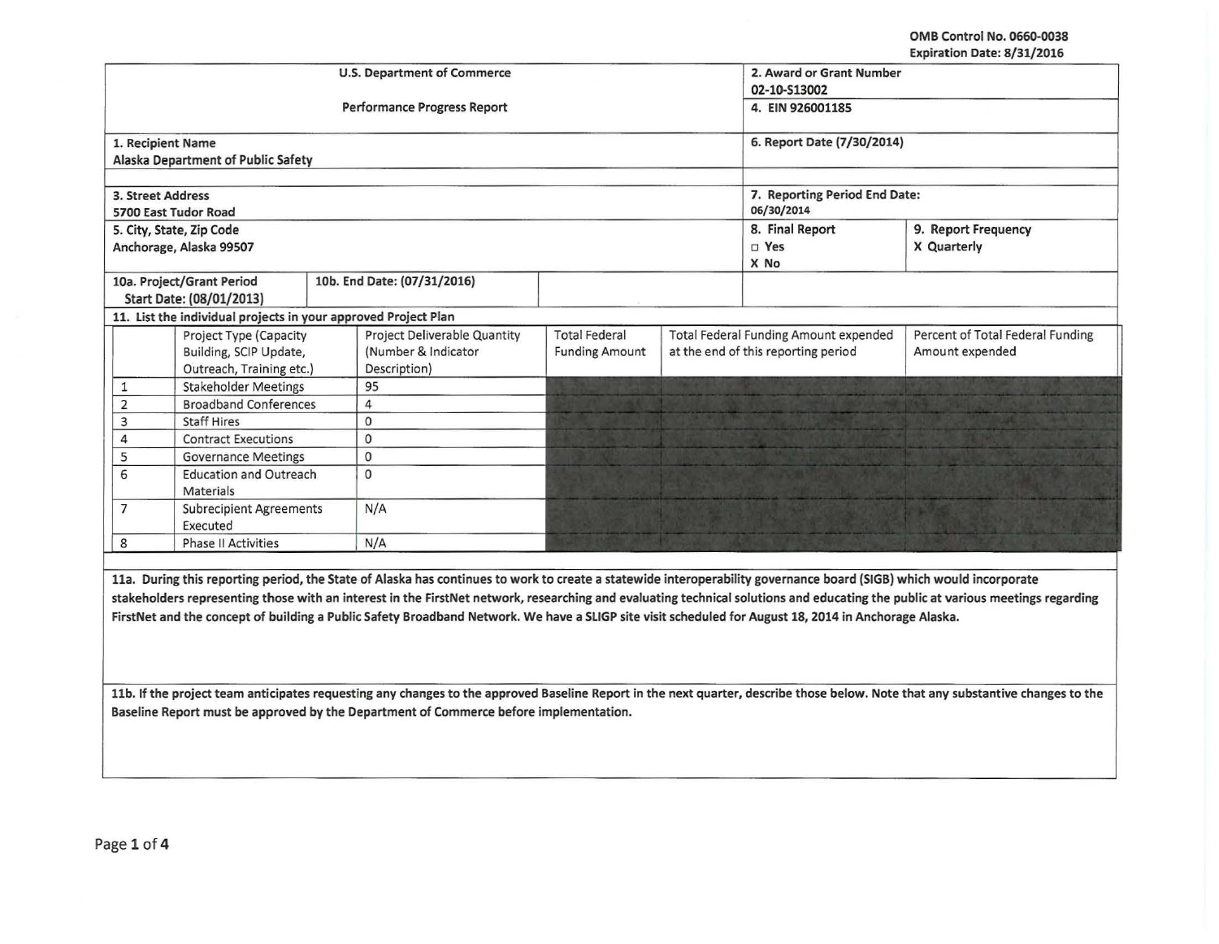OMB Control No. 0660-0038
Expiration Date: 8/31/2016

| U.S. Department of Commerce | | 2. Award or Grant Number 02-10-S13002 | |
|---|---|---|---|
| Performance Progress Report | | 4. EIN 926001185 | |
| 1. Recipient Name Alaska Department of Public Safety | | 6. Report Date (7/30/2014) | |
| 3. Street Address 5700 East Tudor Road | | 7. Reporting Period End Date: 06/30/2014 | |
| 5. City, State, Zip Code Anchorage, Alaska 99507 | | 8. Final Report ☐ Yes X No | 9. Report Frequency X Quarterly |
| 10a. Project/Grant Period Start Date: (08/01/2013) | 10b. End Date: (07/31/2016) | | |

**11. List the individual projects in your approved Project Plan**

| | Project Type (Capacity Building, SCIP Update, Outreach, Training etc.) | Project Deliverable Quantity (Number & Indicator Description) | Total Federal Funding Amount | Total Federal Funding Amount expended at the end of this reporting period | Percent of Total Federal Funding Amount expended |
|---|---|---|---|---|---|
| 1 | Stakeholder Meetings | 95 | | | |
| 2 | Broadband Conferences | 4 | | | |
| 3 | Staff Hires | 0 | | | |
| 4 | Contract Executions | 0 | | | |
| 5 | Governance Meetings | 0 | | | |
| 6 | Education and Outreach Materials | 0 | | | |
| 7 | Subrecipient Agreements Executed | N/A | | | |
| 8 | Phase II Activities | N/A | | | |

**11a. During this reporting period, the State of Alaska has continues to work to create a statewide interoperability governance board (SIGB) which would incorporate stakeholders representing those with an interest in the FirstNet network, researching and evaluating technical solutions and educating the public at various meetings regarding FirstNet and the concept of building a Public Safety Broadband Network. We have a SLIGP site visit scheduled for August 18, 2014 in Anchorage Alaska.**

**11b. If the project team anticipates requesting any changes to the approved Baseline Report in the next quarter, describe those below. Note that any substantive changes to the Baseline Report must be approved by the Department of Commerce before implementation.**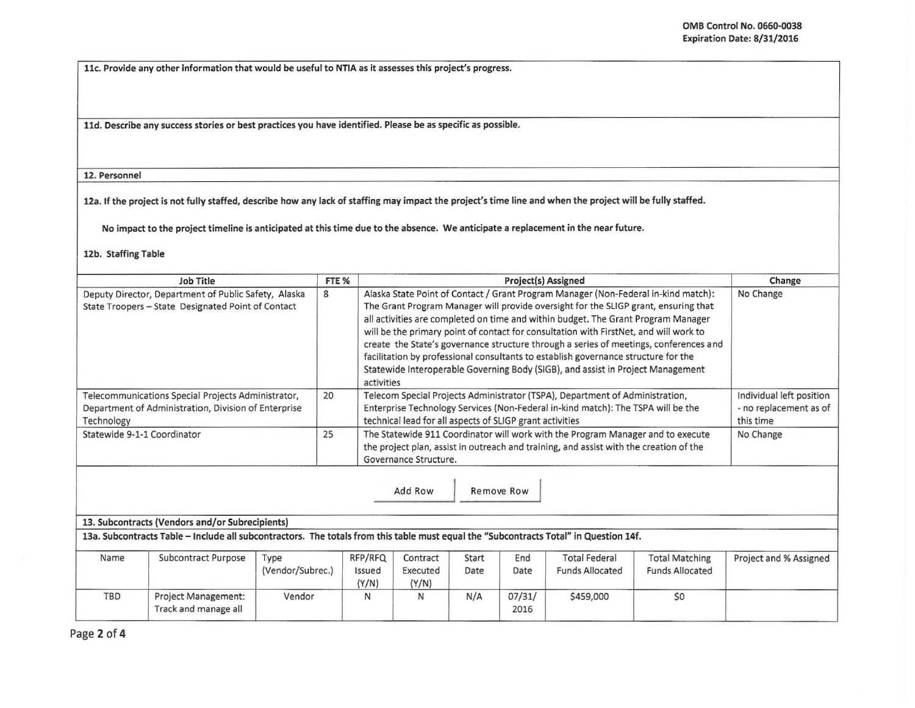**11c. Provide any other information that would be useful to NTIA as it assesses this project's progress.**

**11d. Describe any success stories or best practices you have identified. Please be as specific as possible.**

**12. Personnel**

**12a. If the project is not fully staffed, describe how any lack of staffing may impact the project's time line and when the project will be fully staffed.**

**No impact to the project timeline is anticipated at this time due to the absence. We anticipate a replacement in the near future.**

**12b. Staffing Table**

| Job Title | FTE % | Project(s) Assigned | Change |
|---|---|---|---|
| Deputy Director, Department of Public Safety, Alaska State Troopers – State Designated Point of Contact | 8 | Alaska State Point of Contact / Grant Program Manager (Non-Federal in-kind match): The Grant Program Manager will provide oversight for the SLIGP grant, ensuring that all activities are completed on time and within budget. The Grant Program Manager will be the primary point of contact for consultation with FirstNet, and will work to create the State's governance structure through a series of meetings, conferences and facilitation by professional consultants to establish governance structure for the Statewide Interoperable Governing Body (SIGB), and assist in Project Management activities | No Change |
| Telecommunications Special Projects Administrator, Department of Administration, Division of Enterprise Technology | 20 | Telecom Special Projects Administrator (TSPA), Department of Administration, Enterprise Technology Services (Non-Federal in-kind match): The TSPA will be the technical lead for all aspects of SLIGP grant activities | Individual left position - no replacement as of this time |
| Statewide 9-1-1 Coordinator | 25 | The Statewide 911 Coordinator will work with the Program Manager and to execute the project plan, assist in outreach and training, and assist with the creation of the Governance Structure. | No Change |

**13. Subcontracts (Vendors and/or Subrecipients)**

**13a. Subcontracts Table – Include all subcontractors. The totals from this table must equal the "Subcontracts Total" in Question 14f.**

| Name | Subcontract Purpose | Type (Vendor/Subrec.) | RFP/RFQ Issued (Y/N) | Contract Executed (Y/N) | Start Date | End Date | Total Federal Funds Allocated | Total Matching Funds Allocated | Project and % Assigned |
|---|---|---|---|---|---|---|---|---|---|
| TBD | Project Management: Track and manage all | Vendor | N | N | N/A | 07/31/ 2016 | $459,000 | $0 | |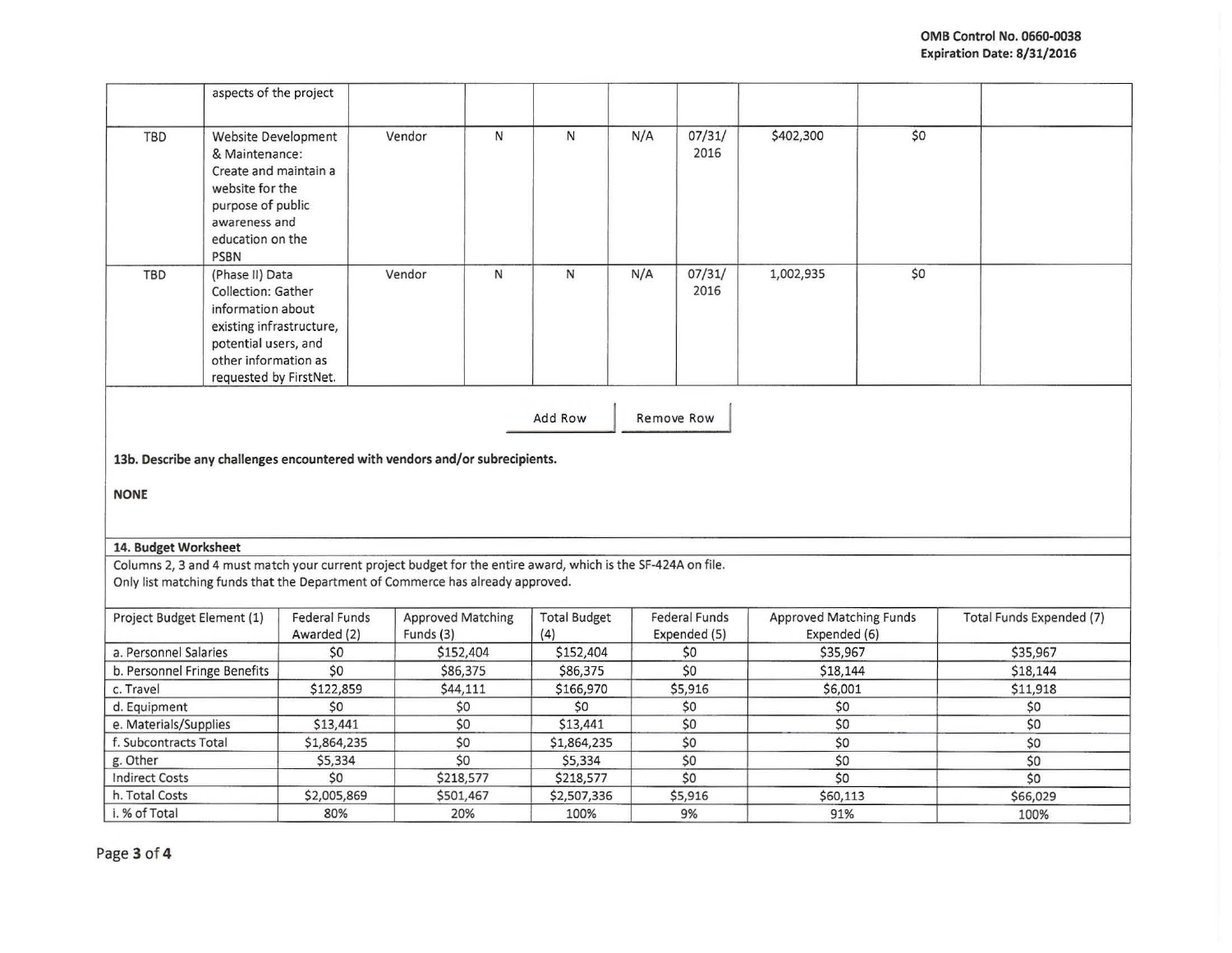|  |  |  |  |  |  |  |  |  |  |
|---|---|---|---|---|---|---|---|---|---|
|  | aspects of the project |  |  |  |  |  |  |  |  |
| TBD | Website Development & Maintenance: Create and maintain a website for the purpose of public awareness and education on the PSBN | Vendor | N | N | N/A | 07/31/ 2016 | $402,300 | $0 |  |
| TBD | (Phase II) Data Collection: Gather information about existing infrastructure, potential users, and other information as requested by FirstNet. | Vendor | N | N | N/A | 07/31/ 2016 | 1,002,935 | $0 |  |

Add Row | Remove Row

**13b. Describe any challenges encountered with vendors and/or subrecipients.**

**NONE**

**14. Budget Worksheet**

Columns 2, 3 and 4 must match your current project budget for the entire award, which is the SF-424A on file.
Only list matching funds that the Department of Commerce has already approved.

| Project Budget Element (1) | Federal Funds Awarded (2) | Approved Matching Funds (3) | Total Budget (4) | Federal Funds Expended (5) | Approved Matching Funds Expended (6) | Total Funds Expended (7) |
|---|---|---|---|---|---|---|
| a. Personnel Salaries | $0 | $152,404 | $152,404 | $0 | $35,967 | $35,967 |
| b. Personnel Fringe Benefits | $0 | $86,375 | $86,375 | $0 | $18,144 | $18,144 |
| c. Travel | $122,859 | $44,111 | $166,970 | $5,916 | $6,001 | $11,918 |
| d. Equipment | $0 | $0 | $0 | $0 | $0 | $0 |
| e. Materials/Supplies | $13,441 | $0 | $13,441 | $0 | $0 | $0 |
| f. Subcontracts Total | $1,864,235 | $0 | $1,864,235 | $0 | $0 | $0 |
| g. Other | $5,334 | $0 | $5,334 | $0 | $0 | $0 |
| Indirect Costs | $0 | $218,577 | $218,577 | $0 | $0 | $0 |
| h. Total Costs | $2,005,869 | $501,467 | $2,507,336 | $5,916 | $60,113 | $66,029 |
| i. % of Total | 80% | 20% | 100% | 9% | 91% | 100% |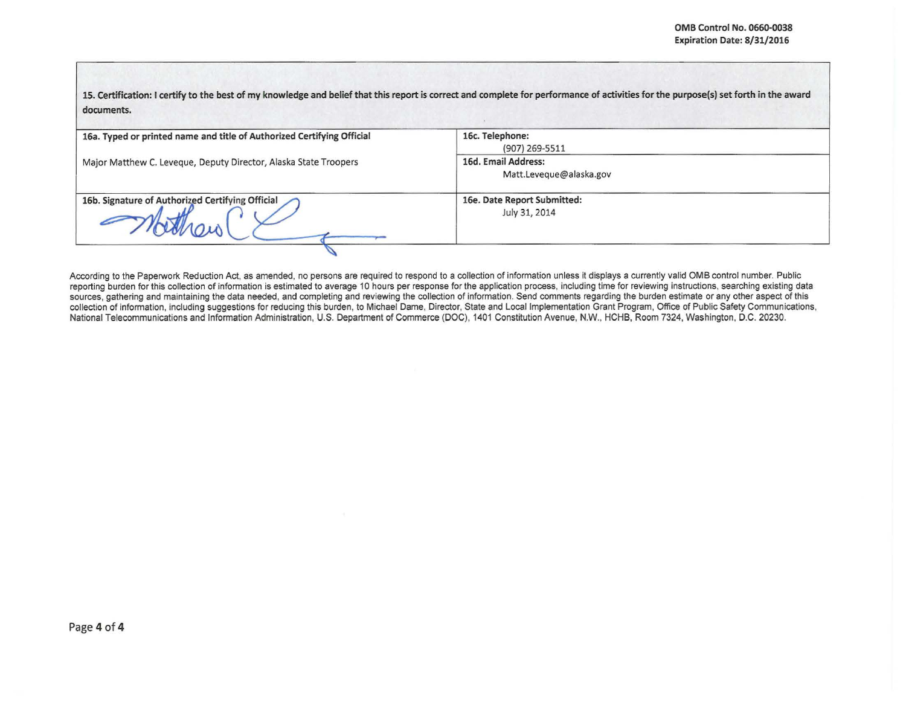OMB Control No. 0660-0038
Expiration Date: 8/31/2016

| | |
|---|---|
| **15. Certification: I certify to the best of my knowledge and belief that this report is correct and complete for performance of activities for the purpose(s) set forth in the award documents.** | |
| **16a. Typed or printed name and title of Authorized Certifying Official**<br><br>Major Matthew C. Leveque, Deputy Director, Alaska State Troopers | **16c. Telephone:**<br>(907) 269-5511<br>**16d. Email Address:**<br>Matt.Leveque@alaska.gov |
| **16b. Signature of Authorized Certifying Official**<br>Matthew C L | **16e. Date Report Submitted:**<br>July 31, 2014 |

According to the Paperwork Reduction Act, as amended, no persons are required to respond to a collection of information unless it displays a currently valid OMB control number. Public reporting burden for this collection of information is estimated to average 10 hours per response for the application process, including time for reviewing instructions, searching existing data sources, gathering and maintaining the data needed, and completing and reviewing the collection of information. Send comments regarding the burden estimate or any other aspect of this collection of information, including suggestions for reducing this burden, to Michael Dame, Director, State and Local Implementation Grant Program, Office of Public Safety Communications, National Telecommunications and Information Administration, U.S. Department of Commerce (DOC), 1401 Constitution Avenue, N.W., HCHB, Room 7324, Washington, D.C. 20230.